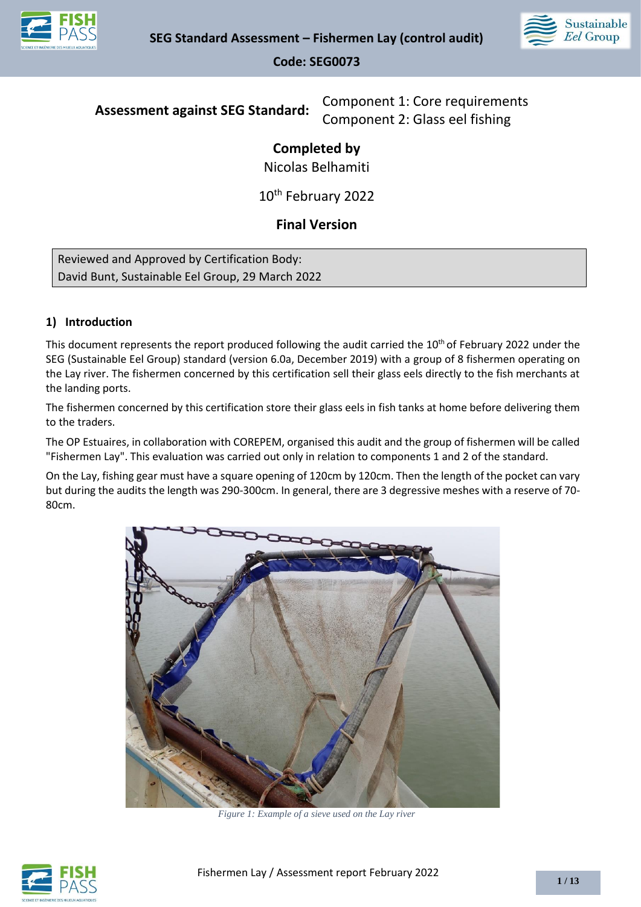# SEG Standard Assessment – Fishermen Lay (control audit)

**Code: SEG0073**

**Assessment against SEG Standard:** Component 1: Core requirements
Component 2: Glass eel fishing

**Completed by**
Nicolas Belhamiti

10th February 2022

**Final Version**

Reviewed and Approved by Certification Body:
David Bunt, Sustainable Eel Group, 29 March 2022

## 1) Introduction

This document represents the report produced following the audit carried the 10th of February 2022 under the SEG (Sustainable Eel Group) standard (version 6.0a, December 2019) with a group of 8 fishermen operating on the Lay river. The fishermen concerned by this certification sell their glass eels directly to the fish merchants at the landing ports.

The fishermen concerned by this certification store their glass eels in fish tanks at home before delivering them to the traders.

The OP Estuaires, in collaboration with COREPEM, organised this audit and the group of fishermen will be called "Fishermen Lay". This evaluation was carried out only in relation to components 1 and 2 of the standard.

On the Lay, fishing gear must have a square opening of 120cm by 120cm. Then the length of the pocket can vary but during the audits the length was 290-300cm. In general, there are 3 degressive meshes with a reserve of 70-80cm.

*Figure 1: Example of a sieve used on the Lay river*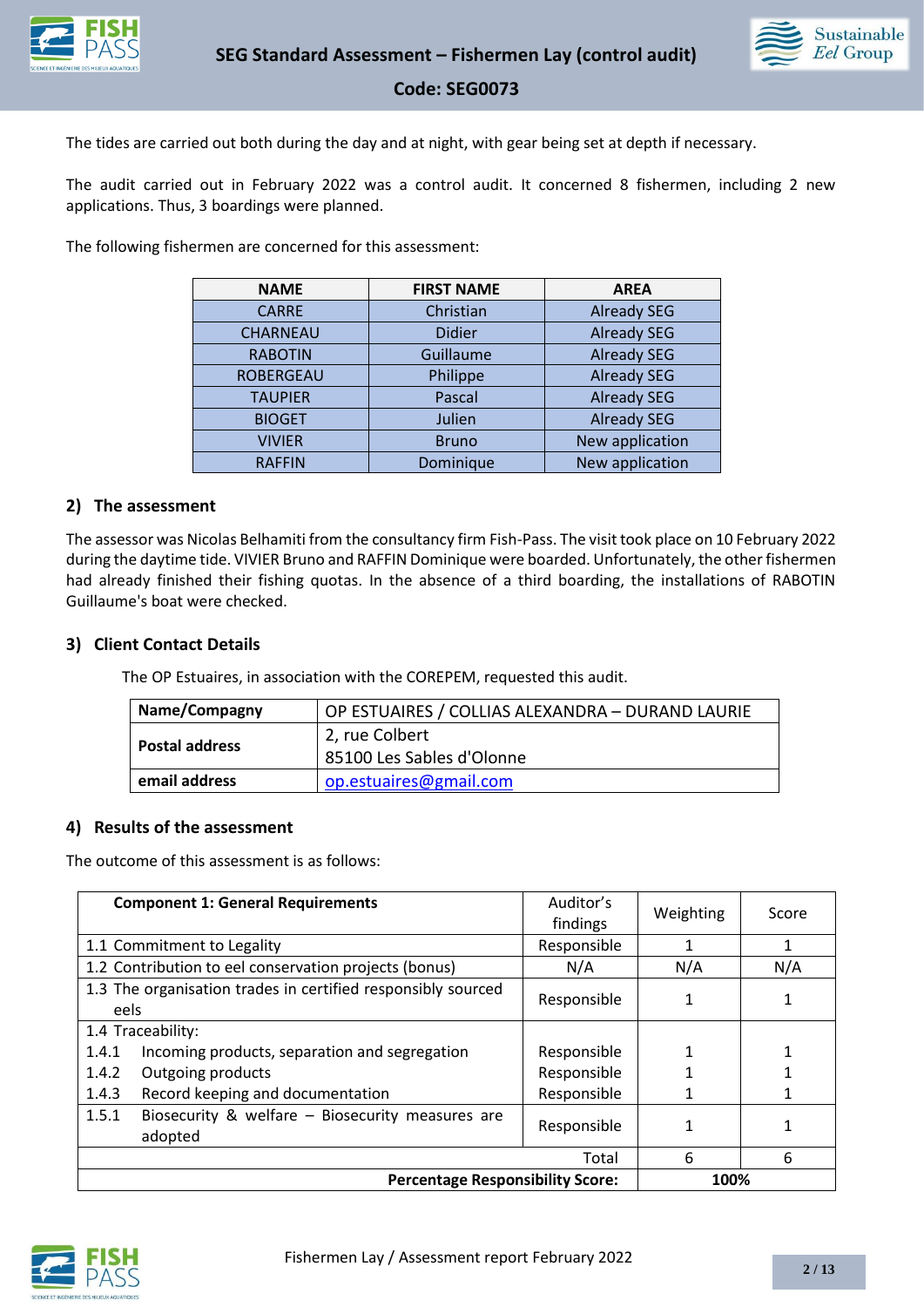The tides are carried out both during the day and at night, with gear being set at depth if necessary.

The audit carried out in February 2022 was a control audit. It concerned 8 fishermen, including 2 new applications. Thus, 3 boardings were planned.

The following fishermen are concerned for this assessment:

| NAME | FIRST NAME | AREA |
|---|---|---|
| CARRE | Christian | Already SEG |
| CHARNEAU | Didier | Already SEG |
| RABOTIN | Guillaume | Already SEG |
| ROBERGEAU | Philippe | Already SEG |
| TAUPIER | Pascal | Already SEG |
| BIOGET | Julien | Already SEG |
| VIVIER | Bruno | New application |
| RAFFIN | Dominique | New application |

## 2) The assessment

The assessor was Nicolas Belhamiti from the consultancy firm Fish-Pass. The visit took place on 10 February 2022 during the daytime tide. VIVIER Bruno and RAFFIN Dominique were boarded. Unfortunately, the other fishermen had already finished their fishing quotas. In the absence of a third boarding, the installations of RABOTIN Guillaume's boat were checked.

## 3) Client Contact Details

The OP Estuaires, in association with the COREPEM, requested this audit.

| | |
|---|---|
| **Name/Compagny** | OP ESTUAIRES / COLLIAS ALEXANDRA – DURAND LAURIE |
| **Postal address** | 2, rue Colbert<br>85100 Les Sables d'Olonne |
| **email address** | op.estuaires@gmail.com |

## 4) Results of the assessment

The outcome of this assessment is as follows:

| **Component 1: General Requirements** | Auditor's findings | Weighting | Score |
|---|---|---|---|
| 1.1 Commitment to Legality | Responsible | 1 | 1 |
| 1.2 Contribution to eel conservation projects (bonus) | N/A | N/A | N/A |
| 1.3 The organisation trades in certified responsibly sourced eels | Responsible | 1 | 1 |
| 1.4 Traceability: | | | |
| 1.4.1 Incoming products, separation and segregation | Responsible | 1 | 1 |
| 1.4.2 Outgoing products | Responsible | 1 | 1 |
| 1.4.3 Record keeping and documentation | Responsible | 1 | 1 |
| 1.5.1 Biosecurity & welfare – Biosecurity measures are adopted | Responsible | 1 | 1 |
| | Total | 6 | 6 |
| | **Percentage Responsibility Score:** | **100%** | |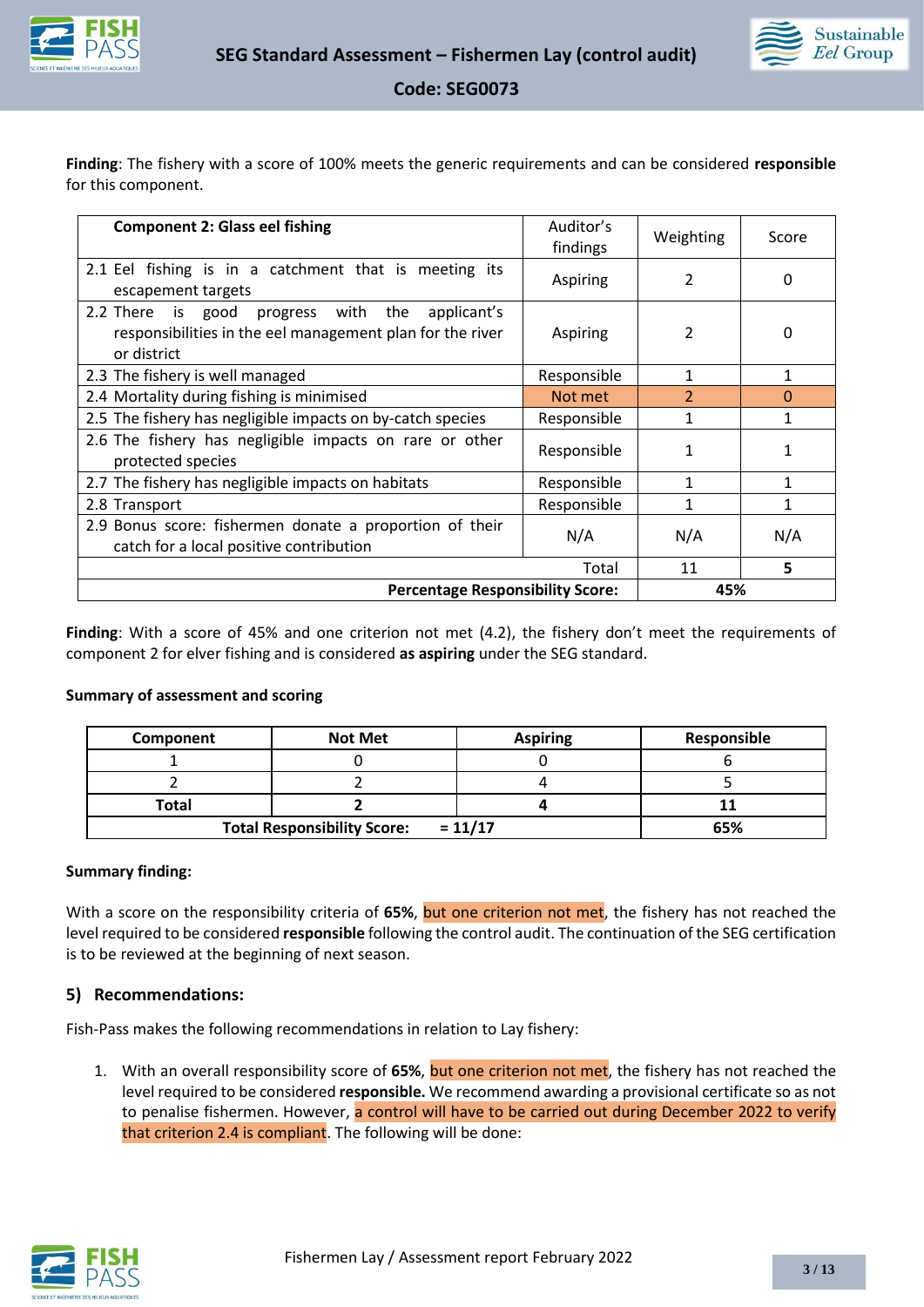**Finding**: The fishery with a score of 100% meets the generic requirements and can be considered **responsible** for this component.

| **Component 2: Glass eel fishing** | Auditor's findings | Weighting | Score |
|---|---|---|---|
| 2.1 Eel fishing is in a catchment that is meeting its escapement targets | Aspiring | 2 | 0 |
| 2.2 There is good progress with the applicant's responsibilities in the eel management plan for the river or district | Aspiring | 2 | 0 |
| 2.3 The fishery is well managed | Responsible | 1 | 1 |
| 2.4 Mortality during fishing is minimised | Not met | 2 | 0 |
| 2.5 The fishery has negligible impacts on by-catch species | Responsible | 1 | 1 |
| 2.6 The fishery has negligible impacts on rare or other protected species | Responsible | 1 | 1 |
| 2.7 The fishery has negligible impacts on habitats | Responsible | 1 | 1 |
| 2.8 Transport | Responsible | 1 | 1 |
| 2.9 Bonus score: fishermen donate a proportion of their catch for a local positive contribution | N/A | N/A | N/A |
| Total | | 11 | **5** |
| **Percentage Responsibility Score:** | | **45%** | |

**Finding**: With a score of 45% and one criterion not met (4.2), the fishery don't meet the requirements of component 2 for elver fishing and is considered **as aspiring** under the SEG standard.

**Summary of assessment and scoring**

| **Component** | **Not Met** | **Aspiring** | **Responsible** |
|---|---|---|---|
| 1 | 0 | 0 | 6 |
| 2 | 2 | 4 | 5 |
| **Total** | **2** | **4** | **11** |
| **Total Responsibility Score:** | **= 11/17** | | **65%** |

**Summary finding:**

With a score on the responsibility criteria of **65%**, but one criterion not met, the fishery has not reached the level required to be considered **responsible** following the control audit. The continuation of the SEG certification is to be reviewed at the beginning of next season.

## 5) Recommendations:

Fish-Pass makes the following recommendations in relation to Lay fishery:

1. With an overall responsibility score of **65%**, but one criterion not met, the fishery has not reached the level required to be considered **responsible.** We recommend awarding a provisional certificate so as not to penalise fishermen. However, a control will have to be carried out during December 2022 to verify that criterion 2.4 is compliant. The following will be done: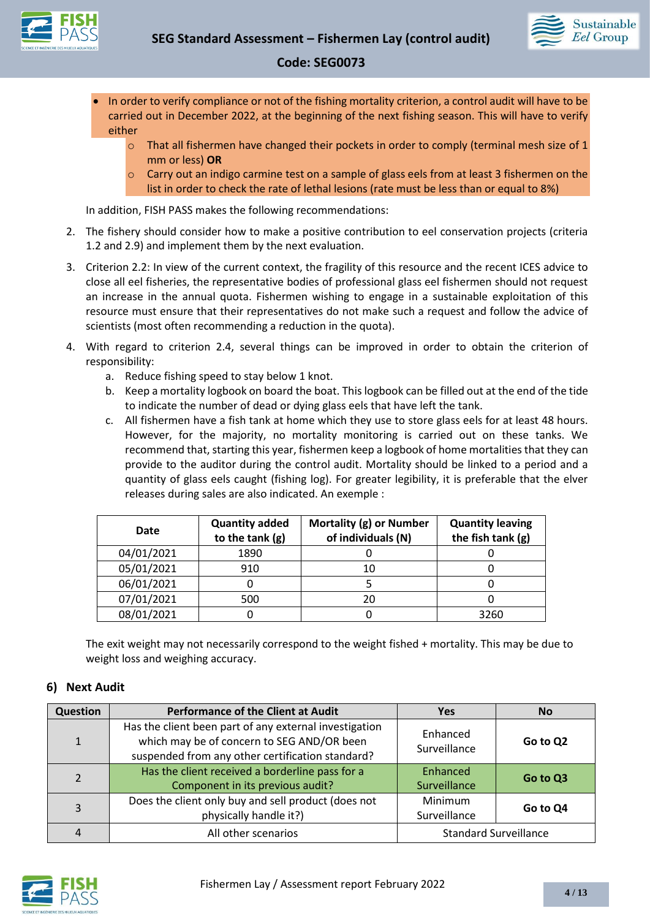- In order to verify compliance or not of the fishing mortality criterion, a control audit will have to be carried out in December 2022, at the beginning of the next fishing season. This will have to verify either
    - That all fishermen have changed their pockets in order to comply (terminal mesh size of 1 mm or less) **OR**
    - Carry out an indigo carmine test on a sample of glass eels from at least 3 fishermen on the list in order to check the rate of lethal lesions (rate must be less than or equal to 8%)

In addition, FISH PASS makes the following recommendations:

2. The fishery should consider how to make a positive contribution to eel conservation projects (criteria 1.2 and 2.9) and implement them by the next evaluation.
3. Criterion 2.2: In view of the current context, the fragility of this resource and the recent ICES advice to close all eel fisheries, the representative bodies of professional glass eel fishermen should not request an increase in the annual quota. Fishermen wishing to engage in a sustainable exploitation of this resource must ensure that their representatives do not make such a request and follow the advice of scientists (most often recommending a reduction in the quota).
4. With regard to criterion 2.4, several things can be improved in order to obtain the criterion of responsibility:
    a. Reduce fishing speed to stay below 1 knot.
    b. Keep a mortality logbook on board the boat. This logbook can be filled out at the end of the tide to indicate the number of dead or dying glass eels that have left the tank.
    c. All fishermen have a fish tank at home which they use to store glass eels for at least 48 hours. However, for the majority, no mortality monitoring is carried out on these tanks. We recommend that, starting this year, fishermen keep a logbook of home mortalities that they can provide to the auditor during the control audit. Mortality should be linked to a period and a quantity of glass eels caught (fishing log). For greater legibility, it is preferable that the elver releases during sales are also indicated. An exemple :

| Date | Quantity added to the tank (g) | Mortality (g) or Number of individuals (N) | Quantity leaving the fish tank (g) |
|---|---|---|---|
| 04/01/2021 | 1890 | 0 | 0 |
| 05/01/2021 | 910 | 10 | 0 |
| 06/01/2021 | 0 | 5 | 0 |
| 07/01/2021 | 500 | 20 | 0 |
| 08/01/2021 | 0 | 0 | 3260 |

The exit weight may not necessarily correspond to the weight fished + mortality. This may be due to weight loss and weighing accuracy.

## 6) Next Audit

| Question | Performance of the Client at Audit | Yes | No |
|---|---|---|---|
| 1 | Has the client been part of any external investigation which may be of concern to SEG AND/OR been suspended from any other certification standard? | Enhanced Surveillance | **Go to Q2** |
| 2 | Has the client received a borderline pass for a Component in its previous audit? | Enhanced Surveillance | **Go to Q3** |
| 3 | Does the client only buy and sell product (does not physically handle it?) | Minimum Surveillance | **Go to Q4** |
| 4 | All other scenarios | Standard Surveillance | |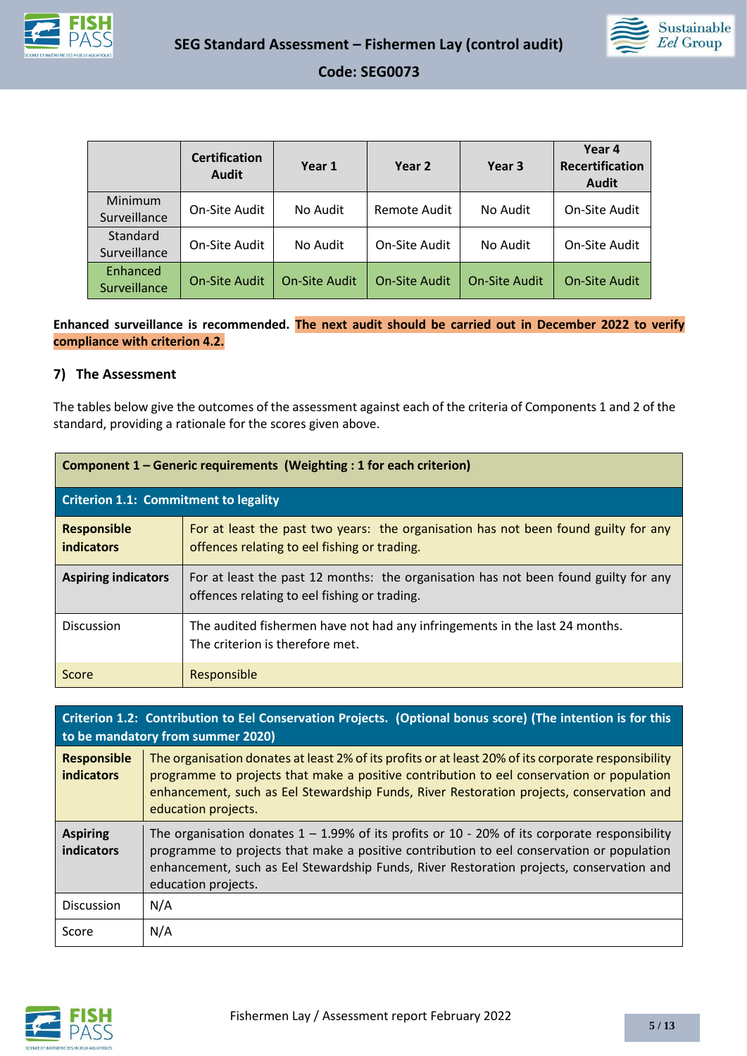|  | Certification Audit | Year 1 | Year 2 | Year 3 | Year 4 Recertification Audit |
|---|---|---|---|---|---|
| Minimum Surveillance | On-Site Audit | No Audit | Remote Audit | No Audit | On-Site Audit |
| Standard Surveillance | On-Site Audit | No Audit | On-Site Audit | No Audit | On-Site Audit |
| Enhanced Surveillance | On-Site Audit | On-Site Audit | On-Site Audit | On-Site Audit | On-Site Audit |

**Enhanced surveillance is recommended. The next audit should be carried out in December 2022 to verify compliance with criterion 4.2.**

## 7) The Assessment

The tables below give the outcomes of the assessment against each of the criteria of Components 1 and 2 of the standard, providing a rationale for the scores given above.

| **Component 1 – Generic requirements (Weighting : 1 for each criterion)** | |
|---|---|
| **Criterion 1.1: Commitment to legality** | |
| **Responsible indicators** | For at least the past two years: the organisation has not been found guilty for any offences relating to eel fishing or trading. |
| **Aspiring indicators** | For at least the past 12 months: the organisation has not been found guilty for any offences relating to eel fishing or trading. |
| Discussion | The audited fishermen have not had any infringements in the last 24 months.<br>The criterion is therefore met. |
| Score | Responsible |

| **Criterion 1.2: Contribution to Eel Conservation Projects. (Optional bonus score) (The intention is for this to be mandatory from summer 2020)** | |
|---|---|
| **Responsible indicators** | The organisation donates at least 2% of its profits or at least 20% of its corporate responsibility programme to projects that make a positive contribution to eel conservation or population enhancement, such as Eel Stewardship Funds, River Restoration projects, conservation and education projects. |
| **Aspiring indicators** | The organisation donates 1 – 1.99% of its profits or 10 - 20% of its corporate responsibility programme to projects that make a positive contribution to eel conservation or population enhancement, such as Eel Stewardship Funds, River Restoration projects, conservation and education projects. |
| Discussion | N/A |
| Score | N/A |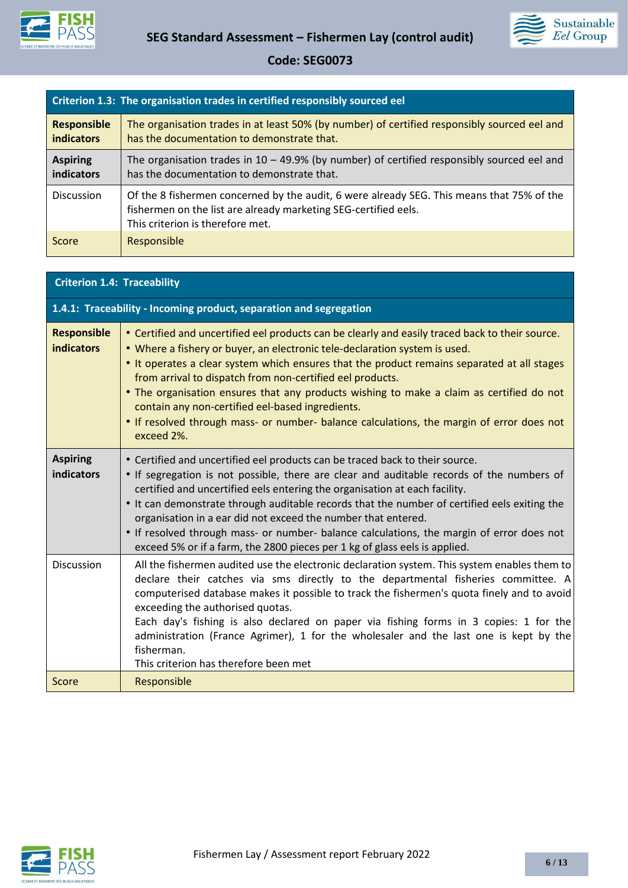| Criterion 1.3: The organisation trades in certified responsibly sourced eel | |
|---|---|
| **Responsible indicators** | The organisation trades in at least 50% (by number) of certified responsibly sourced eel and has the documentation to demonstrate that. |
| **Aspiring indicators** | The organisation trades in 10 – 49.9% (by number) of certified responsibly sourced eel and has the documentation to demonstrate that. |
| Discussion | Of the 8 fishermen concerned by the audit, 6 were already SEG. This means that 75% of the fishermen on the list are already marketing SEG-certified eels.<br>This criterion is therefore met. |
| Score | Responsible |

| Criterion 1.4: Traceability | |
|---|---|
| **1.4.1: Traceability - Incoming product, separation and segregation** | |
| **Responsible indicators** | • Certified and uncertified eel products can be clearly and easily traced back to their source.<br>• Where a fishery or buyer, an electronic tele-declaration system is used.<br>• It operates a clear system which ensures that the product remains separated at all stages from arrival to dispatch from non-certified eel products.<br>• The organisation ensures that any products wishing to make a claim as certified do not contain any non-certified eel-based ingredients.<br>• If resolved through mass- or number- balance calculations, the margin of error does not exceed 2%. |
| **Aspiring indicators** | • Certified and uncertified eel products can be traced back to their source.<br>• If segregation is not possible, there are clear and auditable records of the numbers of certified and uncertified eels entering the organisation at each facility.<br>• It can demonstrate through auditable records that the number of certified eels exiting the organisation in a ear did not exceed the number that entered.<br>• If resolved through mass- or number- balance calculations, the margin of error does not exceed 5% or if a farm, the 2800 pieces per 1 kg of glass eels is applied. |
| Discussion | All the fishermen audited use the electronic declaration system. This system enables them to declare their catches via sms directly to the departmental fisheries committee. A computerised database makes it possible to track the fishermen's quota finely and to avoid exceeding the authorised quotas.<br>Each day's fishing is also declared on paper via fishing forms in 3 copies: 1 for the administration (France Agrimer), 1 for the wholesaler and the last one is kept by the fisherman.<br>This criterion has therefore been met |
| Score | Responsible |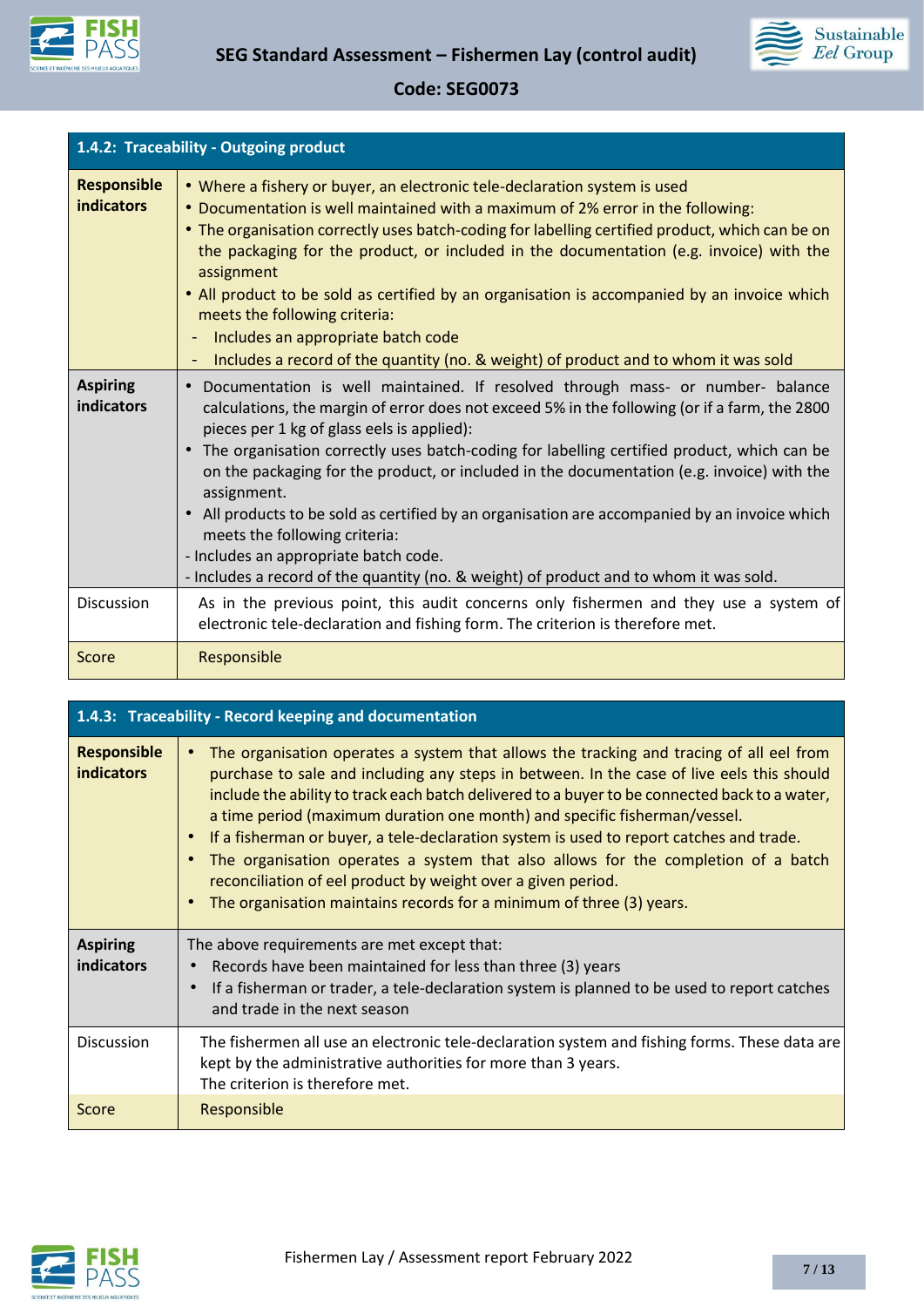| 1.4.2: Traceability - Outgoing product | |
|---|---|
| **Responsible indicators** | • Where a fishery or buyer, an electronic tele-declaration system is used<br>• Documentation is well maintained with a maximum of 2% error in the following:<br>• The organisation correctly uses batch-coding for labelling certified product, which can be on the packaging for the product, or included in the documentation (e.g. invoice) with the assignment<br>• All product to be sold as certified by an organisation is accompanied by an invoice which meets the following criteria:<br>- Includes an appropriate batch code<br>- Includes a record of the quantity (no. & weight) of product and to whom it was sold |
| **Aspiring indicators** | • Documentation is well maintained. If resolved through mass- or number- balance calculations, the margin of error does not exceed 5% in the following (or if a farm, the 2800 pieces per 1 kg of glass eels is applied):<br>• The organisation correctly uses batch-coding for labelling certified product, which can be on the packaging for the product, or included in the documentation (e.g. invoice) with the assignment.<br>• All products to be sold as certified by an organisation are accompanied by an invoice which meets the following criteria:<br>- Includes an appropriate batch code.<br>- Includes a record of the quantity (no. & weight) of product and to whom it was sold. |
| Discussion | As in the previous point, this audit concerns only fishermen and they use a system of electronic tele-declaration and fishing form. The criterion is therefore met. |
| Score | Responsible |

| 1.4.3: Traceability - Record keeping and documentation | |
|---|---|
| **Responsible indicators** | • The organisation operates a system that allows the tracking and tracing of all eel from purchase to sale and including any steps in between. In the case of live eels this should include the ability to track each batch delivered to a buyer to be connected back to a water, a time period (maximum duration one month) and specific fisherman/vessel.<br>• If a fisherman or buyer, a tele-declaration system is used to report catches and trade.<br>• The organisation operates a system that also allows for the completion of a batch reconciliation of eel product by weight over a given period.<br>• The organisation maintains records for a minimum of three (3) years. |
| **Aspiring indicators** | The above requirements are met except that:<br>• Records have been maintained for less than three (3) years<br>• If a fisherman or trader, a tele-declaration system is planned to be used to report catches and trade in the next season |
| Discussion | The fishermen all use an electronic tele-declaration system and fishing forms. These data are kept by the administrative authorities for more than 3 years.<br>The criterion is therefore met. |
| Score | Responsible |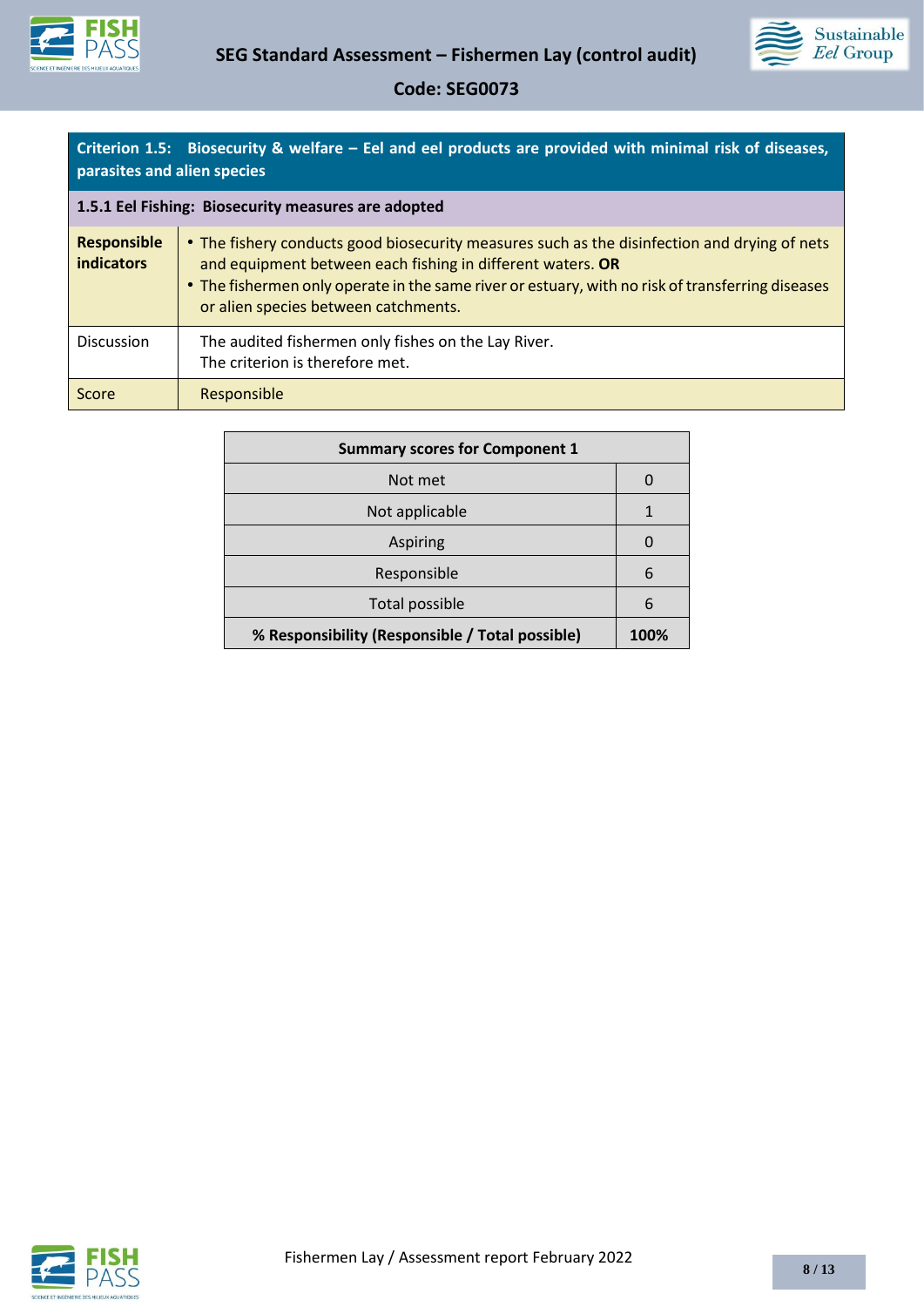| Criterion 1.5: Biosecurity & welfare – Eel and eel products are provided with minimal risk of diseases, parasites and alien species | |
|---|---|
| **1.5.1 Eel Fishing: Biosecurity measures are adopted** | |
| **Responsible indicators** | • The fishery conducts good biosecurity measures such as the disinfection and drying of nets and equipment between each fishing in different waters. **OR**<br>• The fishermen only operate in the same river or estuary, with no risk of transferring diseases or alien species between catchments. |
| Discussion | The audited fishermen only fishes on the Lay River.<br>The criterion is therefore met. |
| Score | Responsible |

| Summary scores for Component 1 | |
|---|---|
| Not met | 0 |
| Not applicable | 1 |
| Aspiring | 0 |
| Responsible | 6 |
| Total possible | 6 |
| **% Responsibility (Responsible / Total possible)** | **100%** |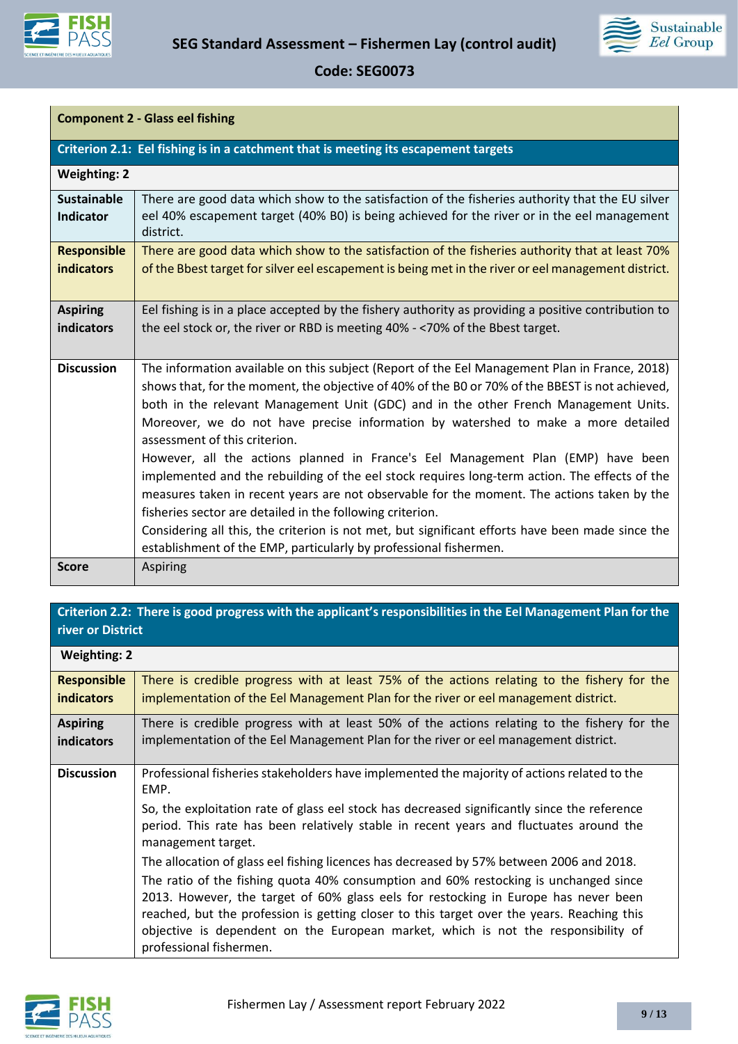| Component 2 - Glass eel fishing | |
|---|---|
| **Criterion 2.1: Eel fishing is in a catchment that is meeting its escapement targets** | |
| **Weighting: 2** | |
| **Sustainable Indicator** | There are good data which show to the satisfaction of the fisheries authority that the EU silver eel 40% escapement target (40% B0) is being achieved for the river or in the eel management district. |
| **Responsible indicators** | There are good data which show to the satisfaction of the fisheries authority that at least 70% of the Bbest target for silver eel escapement is being met in the river or eel management district. |
| **Aspiring indicators** | Eel fishing is in a place accepted by the fishery authority as providing a positive contribution to the eel stock or, the river or RBD is meeting 40% - <70% of the Bbest target. |
| **Discussion** | The information available on this subject (Report of the Eel Management Plan in France, 2018) shows that, for the moment, the objective of 40% of the B0 or 70% of the BBEST is not achieved, both in the relevant Management Unit (GDC) and in the other French Management Units. Moreover, we do not have precise information by watershed to make a more detailed assessment of this criterion.<br>However, all the actions planned in France's Eel Management Plan (EMP) have been implemented and the rebuilding of the eel stock requires long-term action. The effects of the measures taken in recent years are not observable for the moment. The actions taken by the fisheries sector are detailed in the following criterion.<br>Considering all this, the criterion is not met, but significant efforts have been made since the establishment of the EMP, particularly by professional fishermen. |
| **Score** | Aspiring |

| Criterion 2.2: There is good progress with the applicant's responsibilities in the Eel Management Plan for the river or District | |
|---|---|
| **Weighting: 2** | |
| **Responsible indicators** | There is credible progress with at least 75% of the actions relating to the fishery for the implementation of the Eel Management Plan for the river or eel management district. |
| **Aspiring indicators** | There is credible progress with at least 50% of the actions relating to the fishery for the implementation of the Eel Management Plan for the river or eel management district. |
| **Discussion** | Professional fisheries stakeholders have implemented the majority of actions related to the EMP.<br>So, the exploitation rate of glass eel stock has decreased significantly since the reference period. This rate has been relatively stable in recent years and fluctuates around the management target.<br>The allocation of glass eel fishing licences has decreased by 57% between 2006 and 2018.<br>The ratio of the fishing quota 40% consumption and 60% restocking is unchanged since 2013. However, the target of 60% glass eels for restocking in Europe has never been reached, but the profession is getting closer to this target over the years. Reaching this objective is dependent on the European market, which is not the responsibility of professional fishermen. |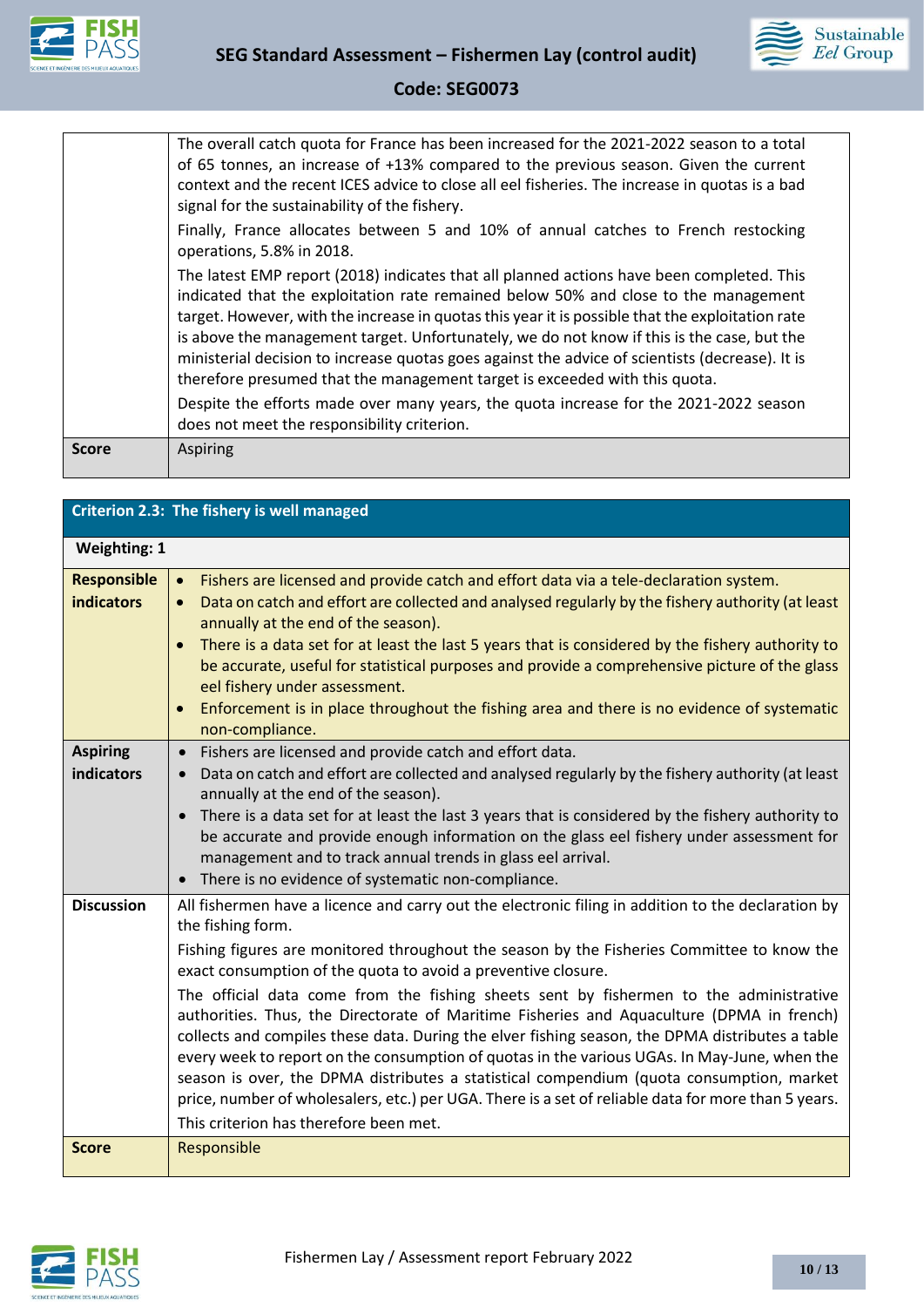| | |
|---|---|
| | The overall catch quota for France has been increased for the 2021-2022 season to a total of 65 tonnes, an increase of +13% compared to the previous season. Given the current context and the recent ICES advice to close all eel fisheries. The increase in quotas is a bad signal for the sustainability of the fishery.<br>Finally, France allocates between 5 and 10% of annual catches to French restocking operations, 5.8% in 2018.<br>The latest EMP report (2018) indicates that all planned actions have been completed. This indicated that the exploitation rate remained below 50% and close to the management target. However, with the increase in quotas this year it is possible that the exploitation rate is above the management target. Unfortunately, we do not know if this is the case, but the ministerial decision to increase quotas goes against the advice of scientists (decrease). It is therefore presumed that the management target is exceeded with this quota.<br>Despite the efforts made over many years, the quota increase for the 2021-2022 season does not meet the responsibility criterion. |
| **Score** | Aspiring |

| **Criterion 2.3: The fishery is well managed** | |
|---|---|
| **Weighting: 1** | |
| **Responsible indicators** | • Fishers are licensed and provide catch and effort data via a tele-declaration system.<br>• Data on catch and effort are collected and analysed regularly by the fishery authority (at least annually at the end of the season).<br>• There is a data set for at least the last 5 years that is considered by the fishery authority to be accurate, useful for statistical purposes and provide a comprehensive picture of the glass eel fishery under assessment.<br>• Enforcement is in place throughout the fishing area and there is no evidence of systematic non-compliance. |
| **Aspiring indicators** | • Fishers are licensed and provide catch and effort data.<br>• Data on catch and effort are collected and analysed regularly by the fishery authority (at least annually at the end of the season).<br>• There is a data set for at least the last 3 years that is considered by the fishery authority to be accurate and provide enough information on the glass eel fishery under assessment for management and to track annual trends in glass eel arrival.<br>• There is no evidence of systematic non-compliance. |
| **Discussion** | All fishermen have a licence and carry out the electronic filing in addition to the declaration by the fishing form.<br>Fishing figures are monitored throughout the season by the Fisheries Committee to know the exact consumption of the quota to avoid a preventive closure.<br>The official data come from the fishing sheets sent by fishermen to the administrative authorities. Thus, the Directorate of Maritime Fisheries and Aquaculture (DPMA in french) collects and compiles these data. During the elver fishing season, the DPMA distributes a table every week to report on the consumption of quotas in the various UGAs. In May-June, when the season is over, the DPMA distributes a statistical compendium (quota consumption, market price, number of wholesalers, etc.) per UGA. There is a set of reliable data for more than 5 years.<br>This criterion has therefore been met. |
| **Score** | Responsible |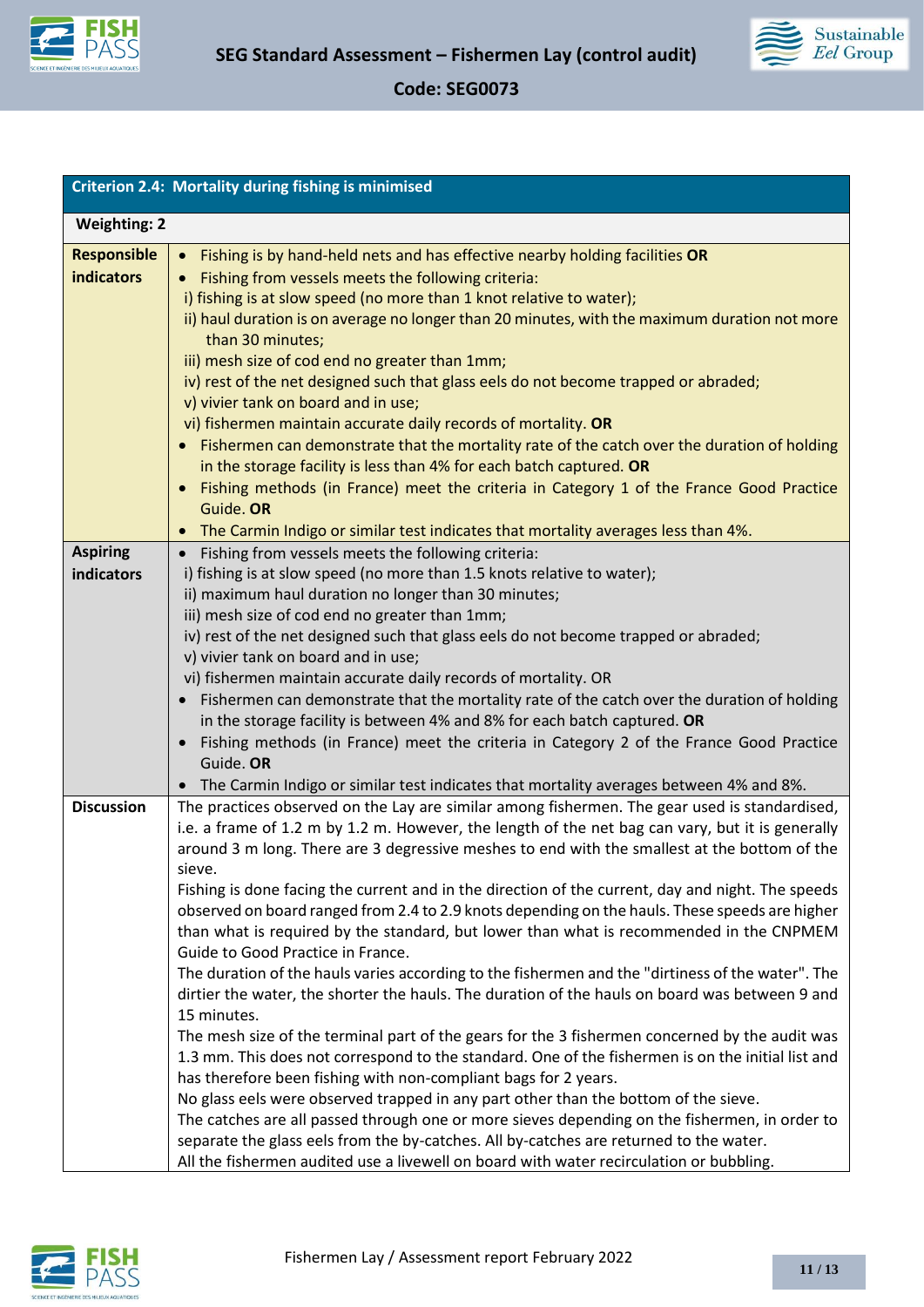| Criterion 2.4: Mortality during fishing is minimised | |
|---|---|
| **Weighting: 2** | |
| **Responsible indicators** | • Fishing is by hand-held nets and has effective nearby holding facilities **OR**<br>• Fishing from vessels meets the following criteria:<br>i) fishing is at slow speed (no more than 1 knot relative to water);<br>ii) haul duration is on average no longer than 20 minutes, with the maximum duration not more than 30 minutes;<br>iii) mesh size of cod end no greater than 1mm;<br>iv) rest of the net designed such that glass eels do not become trapped or abraded;<br>v) vivier tank on board and in use;<br>vi) fishermen maintain accurate daily records of mortality. **OR**<br>• Fishermen can demonstrate that the mortality rate of the catch over the duration of holding in the storage facility is less than 4% for each batch captured. **OR**<br>• Fishing methods (in France) meet the criteria in Category 1 of the France Good Practice Guide. **OR**<br>• The Carmin Indigo or similar test indicates that mortality averages less than 4%. |
| **Aspiring indicators** | • Fishing from vessels meets the following criteria:<br>i) fishing is at slow speed (no more than 1.5 knots relative to water);<br>ii) maximum haul duration no longer than 30 minutes;<br>iii) mesh size of cod end no greater than 1mm;<br>iv) rest of the net designed such that glass eels do not become trapped or abraded;<br>v) vivier tank on board and in use;<br>vi) fishermen maintain accurate daily records of mortality. OR<br>• Fishermen can demonstrate that the mortality rate of the catch over the duration of holding in the storage facility is between 4% and 8% for each batch captured. **OR**<br>• Fishing methods (in France) meet the criteria in Category 2 of the France Good Practice Guide. **OR**<br>• The Carmin Indigo or similar test indicates that mortality averages between 4% and 8%. |
| **Discussion** | The practices observed on the Lay are similar among fishermen. The gear used is standardised, i.e. a frame of 1.2 m by 1.2 m. However, the length of the net bag can vary, but it is generally around 3 m long. There are 3 degressive meshes to end with the smallest at the bottom of the sieve.<br>Fishing is done facing the current and in the direction of the current, day and night. The speeds observed on board ranged from 2.4 to 2.9 knots depending on the hauls. These speeds are higher than what is required by the standard, but lower than what is recommended in the CNPMEM Guide to Good Practice in France.<br>The duration of the hauls varies according to the fishermen and the "dirtiness of the water". The dirtier the water, the shorter the hauls. The duration of the hauls on board was between 9 and 15 minutes.<br>The mesh size of the terminal part of the gears for the 3 fishermen concerned by the audit was 1.3 mm. This does not correspond to the standard. One of the fishermen is on the initial list and has therefore been fishing with non-compliant bags for 2 years.<br>No glass eels were observed trapped in any part other than the bottom of the sieve.<br>The catches are all passed through one or more sieves depending on the fishermen, in order to separate the glass eels from the by-catches. All by-catches are returned to the water.<br>All the fishermen audited use a livewell on board with water recirculation or bubbling. |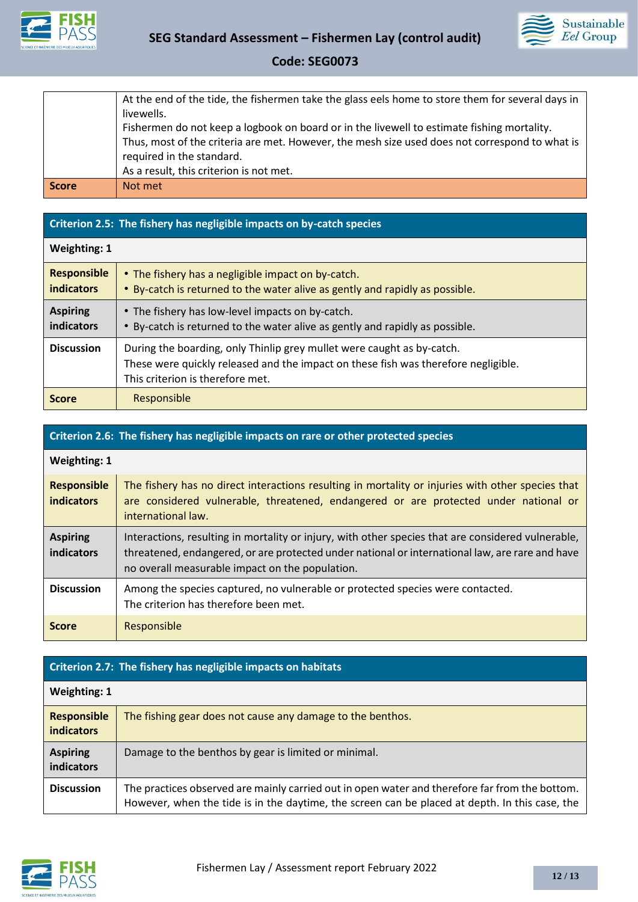| | |
|---|---|
| | At the end of the tide, the fishermen take the glass eels home to store them for several days in livewells.<br>Fishermen do not keep a logbook on board or in the livewell to estimate fishing mortality.<br>Thus, most of the criteria are met. However, the mesh size used does not correspond to what is required in the standard.<br>As a result, this criterion is not met. |
| **Score** | Not met |

| **Criterion 2.5: The fishery has negligible impacts on by-catch species** | |
|---|---|
| **Weighting: 1** | |
| **Responsible indicators** | • The fishery has a negligible impact on by-catch.<br>• By-catch is returned to the water alive as gently and rapidly as possible. |
| **Aspiring indicators** | • The fishery has low-level impacts on by-catch.<br>• By-catch is returned to the water alive as gently and rapidly as possible. |
| **Discussion** | During the boarding, only Thinlip grey mullet were caught as by-catch.<br>These were quickly released and the impact on these fish was therefore negligible.<br>This criterion is therefore met. |
| **Score** | Responsible |

| **Criterion 2.6: The fishery has negligible impacts on rare or other protected species** | |
|---|---|
| **Weighting: 1** | |
| **Responsible indicators** | The fishery has no direct interactions resulting in mortality or injuries with other species that are considered vulnerable, threatened, endangered or are protected under national or international law. |
| **Aspiring indicators** | Interactions, resulting in mortality or injury, with other species that are considered vulnerable, threatened, endangered, or are protected under national or international law, are rare and have no overall measurable impact on the population. |
| **Discussion** | Among the species captured, no vulnerable or protected species were contacted.<br>The criterion has therefore been met. |
| **Score** | Responsible |

| **Criterion 2.7: The fishery has negligible impacts on habitats** | |
|---|---|
| **Weighting: 1** | |
| **Responsible indicators** | The fishing gear does not cause any damage to the benthos. |
| **Aspiring indicators** | Damage to the benthos by gear is limited or minimal. |
| **Discussion** | The practices observed are mainly carried out in open water and therefore far from the bottom. However, when the tide is in the daytime, the screen can be placed at depth. In this case, the |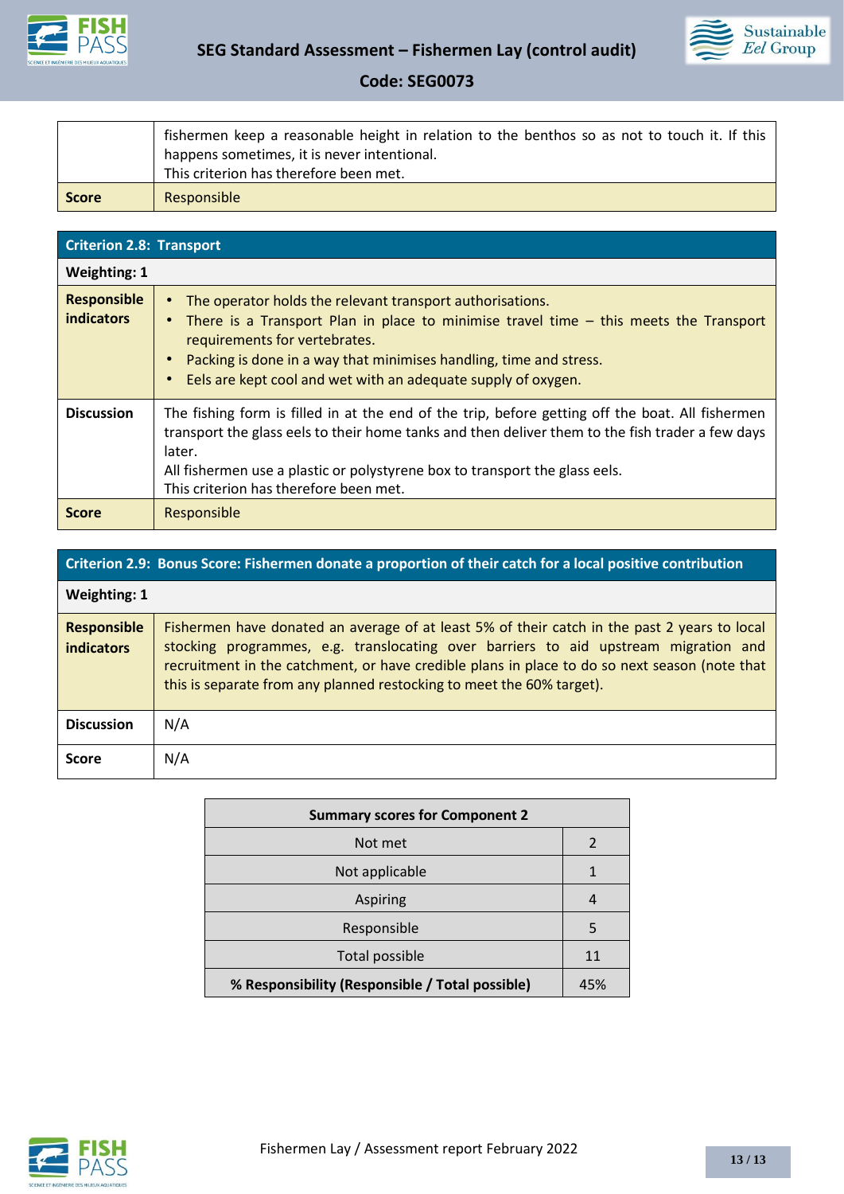| | |
|---|---|
| | fishermen keep a reasonable height in relation to the benthos so as not to touch it. If this happens sometimes, it is never intentional.<br>This criterion has therefore been met. |
| **Score** | Responsible |

| **Criterion 2.8: Transport** | |
|---|---|
| **Weighting: 1** | |
| **Responsible indicators** | • The operator holds the relevant transport authorisations.<br>• There is a Transport Plan in place to minimise travel time – this meets the Transport requirements for vertebrates.<br>• Packing is done in a way that minimises handling, time and stress.<br>• Eels are kept cool and wet with an adequate supply of oxygen. |
| **Discussion** | The fishing form is filled in at the end of the trip, before getting off the boat. All fishermen transport the glass eels to their home tanks and then deliver them to the fish trader a few days later.<br>All fishermen use a plastic or polystyrene box to transport the glass eels.<br>This criterion has therefore been met. |
| **Score** | Responsible |

| **Criterion 2.9: Bonus Score: Fishermen donate a proportion of their catch for a local positive contribution** | |
|---|---|
| **Weighting: 1** | |
| **Responsible indicators** | Fishermen have donated an average of at least 5% of their catch in the past 2 years to local stocking programmes, e.g. translocating over barriers to aid upstream migration and recruitment in the catchment, or have credible plans in place to do so next season (note that this is separate from any planned restocking to meet the 60% target). |
| **Discussion** | N/A |
| **Score** | N/A |

| **Summary scores for Component 2** | |
|---|---|
| Not met | 2 |
| Not applicable | 1 |
| Aspiring | 4 |
| Responsible | 5 |
| Total possible | 11 |
| **% Responsibility (Responsible / Total possible)** | 45% |